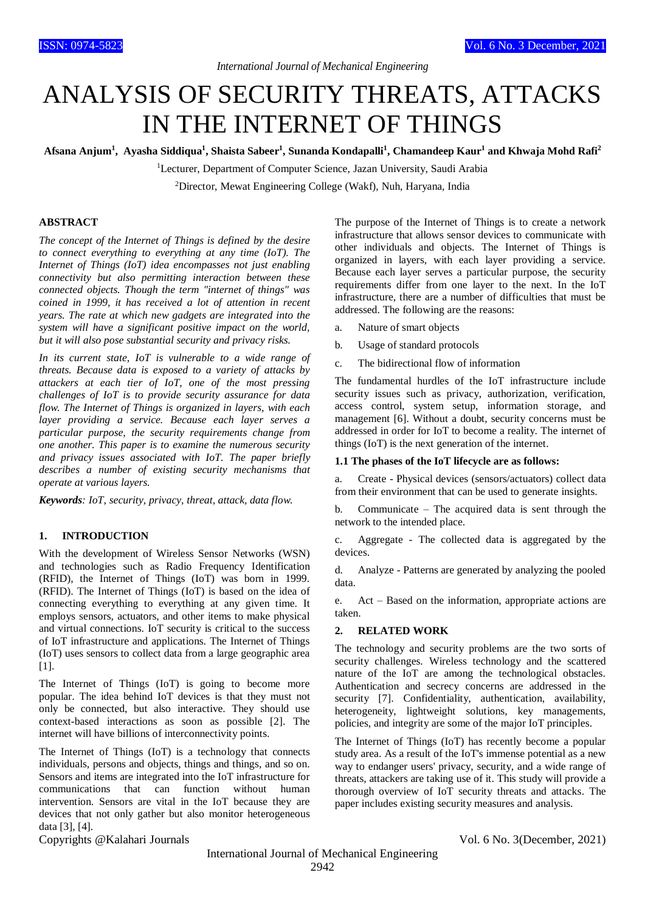# ANALYSIS OF SECURITY THREATS, ATTACKS IN THE INTERNET OF THINGS

**Afsana Anjum[1], Ayasha Siddiqua[1], Shaista Sabeer[1], Sunanda Kondapalli[1], Chamandeep Kaur[1] and Khwaja Mohd Rafi[2]**

[1]Lecturer, Department of Computer Science, Jazan University, Saudi Arabia

[2]Director, Mewat Engineering College (Wakf), Nuh, Haryana, India

## ABSTRACT

*The concept of the Internet of Things is defined by the desire to connect everything to everything at any time (IoT). The Internet of Things (IoT) idea encompasses not just enabling connectivity but also permitting interaction between these connected objects. Though the term "internet of things" was coined in 1999, it has received a lot of attention in recent years. The rate at which new gadgets are integrated into the system will have a significant positive impact on the world, but it will also pose substantial security and privacy risks.*

*In its current state, IoT is vulnerable to a wide range of threats. Because data is exposed to a variety of attacks by attackers at each tier of IoT, one of the most pressing challenges of IoT is to provide security assurance for data flow. The Internet of Things is organized in layers, with each layer providing a service. Because each layer serves a particular purpose, the security requirements change from one another. This paper is to examine the numerous security and privacy issues associated with IoT. The paper briefly describes a number of existing security mechanisms that operate at various layers.*

***Keywords**: IoT, security, privacy, threat, attack, data flow.*

## 1. INTRODUCTION

With the development of Wireless Sensor Networks (WSN) and technologies such as Radio Frequency Identification (RFID), the Internet of Things (IoT) was born in 1999. (RFID). The Internet of Things (IoT) is based on the idea of connecting everything to everything at any given time. It employs sensors, actuators, and other items to make physical and virtual connections. IoT security is critical to the success of IoT infrastructure and applications. The Internet of Things (IoT) uses sensors to collect data from a large geographic area [1].

The Internet of Things (IoT) is going to become more popular. The idea behind IoT devices is that they must not only be connected, but also interactive. They should use context-based interactions as soon as possible [2]. The internet will have billions of interconnectivity points.

The Internet of Things (IoT) is a technology that connects individuals, persons and objects, things and things, and so on. Sensors and items are integrated into the IoT infrastructure for communications that can function without human intervention. Sensors are vital in the IoT because they are devices that not only gather but also monitor heterogeneous data [3], [4].

The purpose of the Internet of Things is to create a network infrastructure that allows sensor devices to communicate with other individuals and objects. The Internet of Things is organized in layers, with each layer providing a service. Because each layer serves a particular purpose, the security requirements differ from one layer to the next. In the IoT infrastructure, there are a number of difficulties that must be addressed. The following are the reasons:

a. Nature of smart objects

b. Usage of standard protocols

c. The bidirectional flow of information

The fundamental hurdles of the IoT infrastructure include security issues such as privacy, authorization, verification, access control, system setup, information storage, and management [6]. Without a doubt, security concerns must be addressed in order for IoT to become a reality. The internet of things (IoT) is the next generation of the internet.

### 1.1 The phases of the IoT lifecycle are as follows:

a. Create - Physical devices (sensors/actuators) collect data from their environment that can be used to generate insights.

b. Communicate – The acquired data is sent through the network to the intended place.

c. Aggregate - The collected data is aggregated by the devices.

d. Analyze - Patterns are generated by analyzing the pooled data.

e. Act – Based on the information, appropriate actions are taken.

## 2. RELATED WORK

The technology and security problems are the two sorts of security challenges. Wireless technology and the scattered nature of the IoT are among the technological obstacles. Authentication and secrecy concerns are addressed in the security [7]. Confidentiality, authentication, availability, heterogeneity, lightweight solutions, key managements, policies, and integrity are some of the major IoT principles.

The Internet of Things (IoT) has recently become a popular study area. As a result of the IoT's immense potential as a new way to endanger users' privacy, security, and a wide range of threats, attackers are taking use of it. This study will provide a thorough overview of IoT security threats and attacks. The paper includes existing security measures and analysis.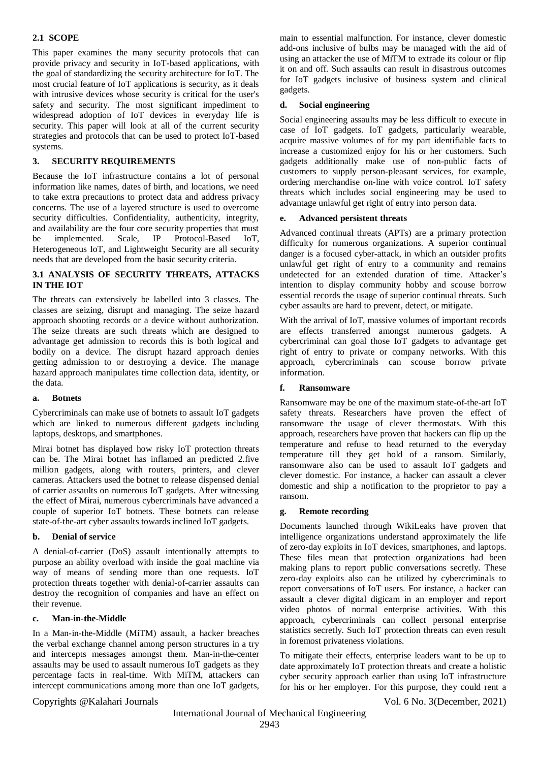### 2.1 SCOPE

This paper examines the many security protocols that can provide privacy and security in IoT-based applications, with the goal of standardizing the security architecture for IoT. The most crucial feature of IoT applications is security, as it deals with intrusive devices whose security is critical for the user's safety and security. The most significant impediment to widespread adoption of IoT devices in everyday life is security. This paper will look at all of the current security strategies and protocols that can be used to protect IoT-based systems.

## 3. SECURITY REQUIREMENTS

Because the IoT infrastructure contains a lot of personal information like names, dates of birth, and locations, we need to take extra precautions to protect data and address privacy concerns. The use of a layered structure is used to overcome security difficulties. Confidentiality, authenticity, integrity, and availability are the four core security properties that must be implemented. Scale, IP Protocol-Based IoT, Heterogeneous IoT, and Lightweight Security are all security needs that are developed from the basic security criteria.

### 3.1 ANALYSIS OF SECURITY THREATS, ATTACKS IN THE IOT

The threats can extensively be labelled into 3 classes. The classes are seizing, disrupt and managing. The seize hazard approach shooting records or a device without authorization. The seize threats are such threats which are designed to advantage get admission to records this is both logical and bodily on a device. The disrupt hazard approach denies getting admission to or destroying a device. The manage hazard approach manipulates time collection data, identity, or the data.

#### a. Botnets

Cybercriminals can make use of botnets to assault IoT gadgets which are linked to numerous different gadgets including laptops, desktops, and smartphones.

Mirai botnet has displayed how risky IoT protection threats can be. The Mirai botnet has inflamed an predicted 2.five million gadgets, along with routers, printers, and clever cameras. Attackers used the botnet to release dispensed denial of carrier assaults on numerous IoT gadgets. After witnessing the effect of Mirai, numerous cybercriminals have advanced a couple of superior IoT botnets. These botnets can release state-of-the-art cyber assaults towards inclined IoT gadgets.

#### b. Denial of service

A denial-of-carrier (DoS) assault intentionally attempts to purpose an ability overload with inside the goal machine via way of means of sending more than one requests. IoT protection threats together with denial-of-carrier assaults can destroy the recognition of companies and have an effect on their revenue.

#### c. Man-in-the-Middle

In a Man-in-the-Middle (MiTM) assault, a hacker breaches the verbal exchange channel among person structures in a try and intercepts messages amongst them. Man-in-the-center assaults may be used to assault numerous IoT gadgets as they percentage facts in real-time. With MiTM, attackers can intercept communications among more than one IoT gadgets, main to essential malfunction. For instance, clever domestic add-ons inclusive of bulbs may be managed with the aid of using an attacker the use of MiTM to extrade its colour or flip it on and off. Such assaults can result in disastrous outcomes for IoT gadgets inclusive of business system and clinical gadgets.

#### d. Social engineering

Social engineering assaults may be less difficult to execute in case of IoT gadgets. IoT gadgets, particularly wearable, acquire massive volumes of for my part identifiable facts to increase a customized enjoy for his or her customers. Such gadgets additionally make use of non-public facts of customers to supply person-pleasant services, for example, ordering merchandise on-line with voice control. IoT safety threats which includes social engineering may be used to advantage unlawful get right of entry into person data.

#### e. Advanced persistent threats

Advanced continual threats (APTs) are a primary protection difficulty for numerous organizations. A superior continual danger is a focused cyber-attack, in which an outsider profits unlawful get right of entry to a community and remains undetected for an extended duration of time. Attacker's intention to display community hobby and scouse borrow essential records the usage of superior continual threats. Such cyber assaults are hard to prevent, detect, or mitigate.

With the arrival of IoT, massive volumes of important records are effects transferred amongst numerous gadgets. A cybercriminal can goal those IoT gadgets to advantage get right of entry to private or company networks. With this approach, cybercriminals can scouse borrow private information.

#### f. Ransomware

Ransomware may be one of the maximum state-of-the-art IoT safety threats. Researchers have proven the effect of ransomware the usage of clever thermostats. With this approach, researchers have proven that hackers can flip up the temperature and refuse to head returned to the everyday temperature till they get hold of a ransom. Similarly, ransomware also can be used to assault IoT gadgets and clever domestic. For instance, a hacker can assault a clever domestic and ship a notification to the proprietor to pay a ransom.

#### g. Remote recording

Documents launched through WikiLeaks have proven that intelligence organizations understand approximately the life of zero-day exploits in IoT devices, smartphones, and laptops. These files mean that protection organizations had been making plans to report public conversations secretly. These zero-day exploits also can be utilized by cybercriminals to report conversations of IoT users. For instance, a hacker can assault a clever digital digicam in an employer and report video photos of normal enterprise activities. With this approach, cybercriminals can collect personal enterprise statistics secretly. Such IoT protection threats can even result in foremost privateness violations.

To mitigate their effects, enterprise leaders want to be up to date approximately IoT protection threats and create a holistic cyber security approach earlier than using IoT infrastructure for his or her employer. For this purpose, they could rent a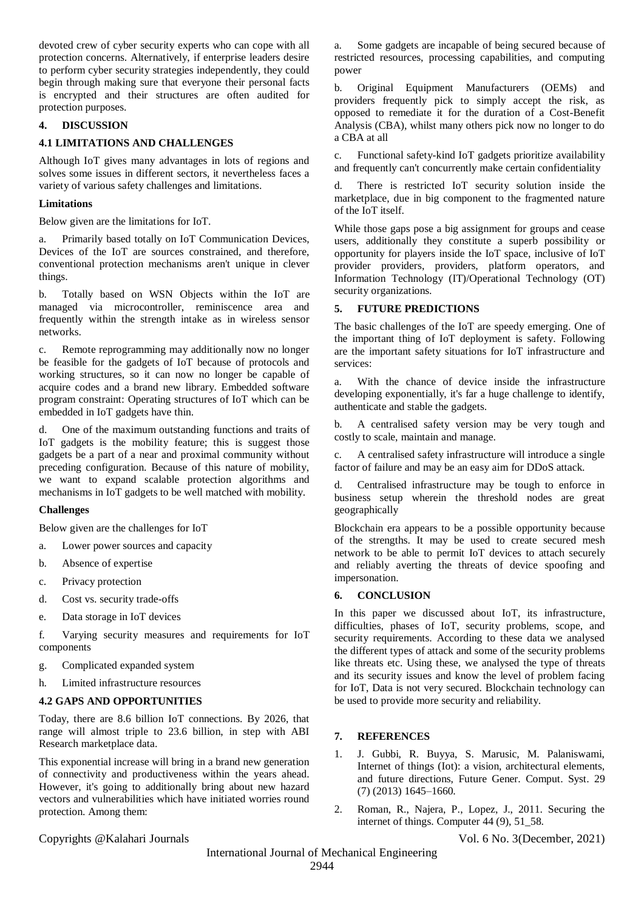devoted crew of cyber security experts who can cope with all protection concerns. Alternatively, if enterprise leaders desire to perform cyber security strategies independently, they could begin through making sure that everyone their personal facts is encrypted and their structures are often audited for protection purposes.

## 4. DISCUSSION

### 4.1 LIMITATIONS AND CHALLENGES

Although IoT gives many advantages in lots of regions and solves some issues in different sectors, it nevertheless faces a variety of various safety challenges and limitations.

**Limitations**

Below given are the limitations for IoT.

a. Primarily based totally on IoT Communication Devices, Devices of the IoT are sources constrained, and therefore, conventional protection mechanisms aren't unique in clever things.

b. Totally based on WSN Objects within the IoT are managed via microcontroller, reminiscence area and frequently within the strength intake as in wireless sensor networks.

c. Remote reprogramming may additionally now no longer be feasible for the gadgets of IoT because of protocols and working structures, so it can now no longer be capable of acquire codes and a brand new library. Embedded software program constraint: Operating structures of IoT which can be embedded in IoT gadgets have thin.

d. One of the maximum outstanding functions and traits of IoT gadgets is the mobility feature; this is suggest those gadgets be a part of a near and proximal community without preceding configuration. Because of this nature of mobility, we want to expand scalable protection algorithms and mechanisms in IoT gadgets to be well matched with mobility.

**Challenges**

Below given are the challenges for IoT

a. Lower power sources and capacity

b. Absence of expertise

c. Privacy protection

d. Cost vs. security trade-offs

e. Data storage in IoT devices

f. Varying security measures and requirements for IoT components

g. Complicated expanded system

h. Limited infrastructure resources

### 4.2 GAPS AND OPPORTUNITIES

Today, there are 8.6 billion IoT connections. By 2026, that range will almost triple to 23.6 billion, in step with ABI Research marketplace data.

This exponential increase will bring in a brand new generation of connectivity and productiveness within the years ahead. However, it's going to additionally bring about new hazard vectors and vulnerabilities which have initiated worries round protection. Among them:

a. Some gadgets are incapable of being secured because of restricted resources, processing capabilities, and computing power

b. Original Equipment Manufacturers (OEMs) and providers frequently pick to simply accept the risk, as opposed to remediate it for the duration of a Cost-Benefit Analysis (CBA), whilst many others pick now no longer to do a CBA at all

c. Functional safety-kind IoT gadgets prioritize availability and frequently can't concurrently make certain confidentiality

d. There is restricted IoT security solution inside the marketplace, due in big component to the fragmented nature of the IoT itself.

While those gaps pose a big assignment for groups and cease users, additionally they constitute a superb possibility or opportunity for players inside the IoT space, inclusive of IoT provider providers, providers, platform operators, and Information Technology (IT)/Operational Technology (OT) security organizations.

## 5. FUTURE PREDICTIONS

The basic challenges of the IoT are speedy emerging. One of the important thing of IoT deployment is safety. Following are the important safety situations for IoT infrastructure and services:

a. With the chance of device inside the infrastructure developing exponentially, it's far a huge challenge to identify, authenticate and stable the gadgets.

b. A centralised safety version may be very tough and costly to scale, maintain and manage.

c. A centralised safety infrastructure will introduce a single factor of failure and may be an easy aim for DDoS attack.

d. Centralised infrastructure may be tough to enforce in business setup wherein the threshold nodes are great geographically

Blockchain era appears to be a possible opportunity because of the strengths. It may be used to create secured mesh network to be able to permit IoT devices to attach securely and reliably averting the threats of device spoofing and impersonation.

## 6. CONCLUSION

In this paper we discussed about IoT, its infrastructure, difficulties, phases of IoT, security problems, scope, and security requirements. According to these data we analysed the different types of attack and some of the security problems like threats etc. Using these, we analysed the type of threats and its security issues and know the level of problem facing for IoT, Data is not very secured. Blockchain technology can be used to provide more security and reliability.

## 7. REFERENCES

1. J. Gubbi, R. Buyya, S. Marusic, M. Palaniswami, Internet of things (Iot): a vision, architectural elements, and future directions, Future Gener. Comput. Syst. 29 (7) (2013) 1645–1660.
2. Roman, R., Najera, P., Lopez, J., 2011. Securing the internet of things. Computer 44 (9), 51_58.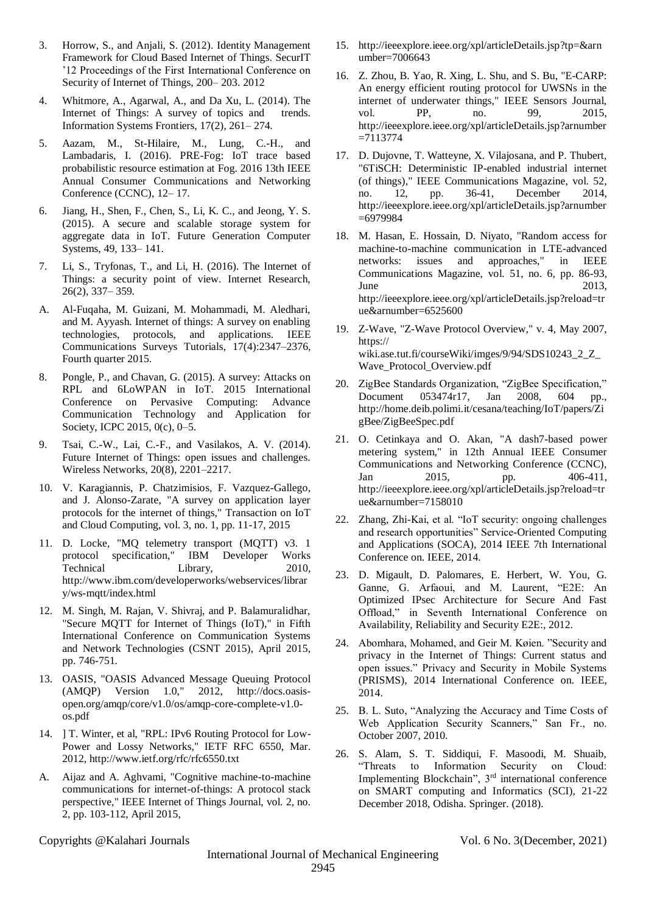3. Horrow, S., and Anjali, S. (2012). Identity Management Framework for Cloud Based Internet of Things. SecurIT '12 Proceedings of the First International Conference on Security of Internet of Things, 200– 203. 2012

4. Whitmore, A., Agarwal, A., and Da Xu, L. (2014). The Internet of Things: A survey of topics and trends. Information Systems Frontiers, 17(2), 261– 274.

5. Aazam, M., St-Hilaire, M., Lung, C.-H., and Lambadaris, I. (2016). PRE-Fog: IoT trace based probabilistic resource estimation at Fog. 2016 13th IEEE Annual Consumer Communications and Networking Conference (CCNC), 12– 17.

6. Jiang, H., Shen, F., Chen, S., Li, K. C., and Jeong, Y. S. (2015). A secure and scalable storage system for aggregate data in IoT. Future Generation Computer Systems, 49, 133– 141.

7. Li, S., Tryfonas, T., and Li, H. (2016). The Internet of Things: a security point of view. Internet Research, 26(2), 337– 359.

A. Al-Fuqaha, M. Guizani, M. Mohammadi, M. Aledhari, and M. Ayyash. Internet of things: A survey on enabling technologies, protocols, and applications. IEEE Communications Surveys Tutorials, 17(4):2347–2376, Fourth quarter 2015.

8. Pongle, P., and Chavan, G. (2015). A survey: Attacks on RPL and 6LoWPAN in IoT. 2015 International Conference on Pervasive Computing: Advance Communication Technology and Application for Society, ICPC 2015, 0(c), 0–5.

9. Tsai, C.-W., Lai, C.-F., and Vasilakos, A. V. (2014). Future Internet of Things: open issues and challenges. Wireless Networks, 20(8), 2201–2217.

10. V. Karagiannis, P. Chatzimisios, F. Vazquez-Gallego, and J. Alonso-Zarate, "A survey on application layer protocols for the internet of things," Transaction on IoT and Cloud Computing, vol. 3, no. 1, pp. 11-17, 2015

11. D. Locke, "MQ telemetry transport (MQTT) v3. 1 protocol specification," IBM Developer Works Technical Library, 2010, http://www.ibm.com/developerworks/webservices/library/ws-mqtt/index.html

12. M. Singh, M. Rajan, V. Shivraj, and P. Balamuralidhar, "Secure MQTT for Internet of Things (IoT)," in Fifth International Conference on Communication Systems and Network Technologies (CSNT 2015), April 2015, pp. 746-751.

13. OASIS, "OASIS Advanced Message Queuing Protocol (AMQP) Version 1.0," 2012, http://docs.oasis-open.org/amqp/core/v1.0/os/amqp-core-complete-v1.0-os.pdf

14. ] T. Winter, et al, "RPL: IPv6 Routing Protocol for Low-Power and Lossy Networks," IETF RFC 6550, Mar. 2012, http://www.ietf.org/rfc/rfc6550.txt

A. Aijaz and A. Aghvami, "Cognitive machine-to-machine communications for internet-of-things: A protocol stack perspective," IEEE Internet of Things Journal, vol. 2, no. 2, pp. 103-112, April 2015,

15. http://ieeexplore.ieee.org/xpl/articleDetails.jsp?tp=&arnumber=7006643

16. Z. Zhou, B. Yao, R. Xing, L. Shu, and S. Bu, "E-CARP: An energy efficient routing protocol for UWSNs in the internet of underwater things," IEEE Sensors Journal, vol. PP, no. 99, 2015, http://ieeexplore.ieee.org/xpl/articleDetails.jsp?arnumber=7113774

17. D. Dujovne, T. Watteyne, X. Vilajosana, and P. Thubert, "6TiSCH: Deterministic IP-enabled industrial internet (of things)," IEEE Communications Magazine, vol. 52, no. 12, pp. 36-41, December 2014, http://ieeexplore.ieee.org/xpl/articleDetails.jsp?arnumber=6979984

18. M. Hasan, E. Hossain, D. Niyato, "Random access for machine-to-machine communication in LTE-advanced networks: issues and approaches," in IEEE Communications Magazine, vol. 51, no. 6, pp. 86-93, June 2013, http://ieeexplore.ieee.org/xpl/articleDetails.jsp?reload=true&arnumber=6525600

19. Z-Wave, "Z-Wave Protocol Overview," v. 4, May 2007, https:// wiki.ase.tut.fi/courseWiki/imges/9/94/SDS10243_2_Z_Wave_Protocol_Overview.pdf

20. ZigBee Standards Organization, "ZigBee Specification," Document 053474r17, Jan 2008, 604 pp., http://home.deib.polimi.it/cesana/teaching/IoT/papers/ZigBee/ZigBeeSpec.pdf

21. O. Cetinkaya and O. Akan, "A dash7-based power metering system," in 12th Annual IEEE Consumer Communications and Networking Conference (CCNC), Jan 2015, pp. 406-411, http://ieeexplore.ieee.org/xpl/articleDetails.jsp?reload=true&arnumber=7158010

22. Zhang, Zhi-Kai, et al. "IoT security: ongoing challenges and research opportunities" Service-Oriented Computing and Applications (SOCA), 2014 IEEE 7th International Conference on. IEEE, 2014.

23. D. Migault, D. Palomares, E. Herbert, W. You, G. Ganne, G. Arfaoui, and M. Laurent, "E2E: An Optimized IPsec Architecture for Secure And Fast Offload," in Seventh International Conference on Availability, Reliability and Security E2E:, 2012.

24. Abomhara, Mohamed, and Geir M. Køien. "Security and privacy in the Internet of Things: Current status and open issues." Privacy and Security in Mobile Systems (PRISMS), 2014 International Conference on. IEEE, 2014.

25. B. L. Suto, "Analyzing the Accuracy and Time Costs of Web Application Security Scanners," San Fr., no. October 2007, 2010.

26. S. Alam, S. T. Siddiqui, F. Masoodi, M. Shuaib, "Threats to Information Security on Cloud: Implementing Blockchain", 3rd international conference on SMART computing and Informatics (SCI), 21-22 December 2018, Odisha. Springer. (2018).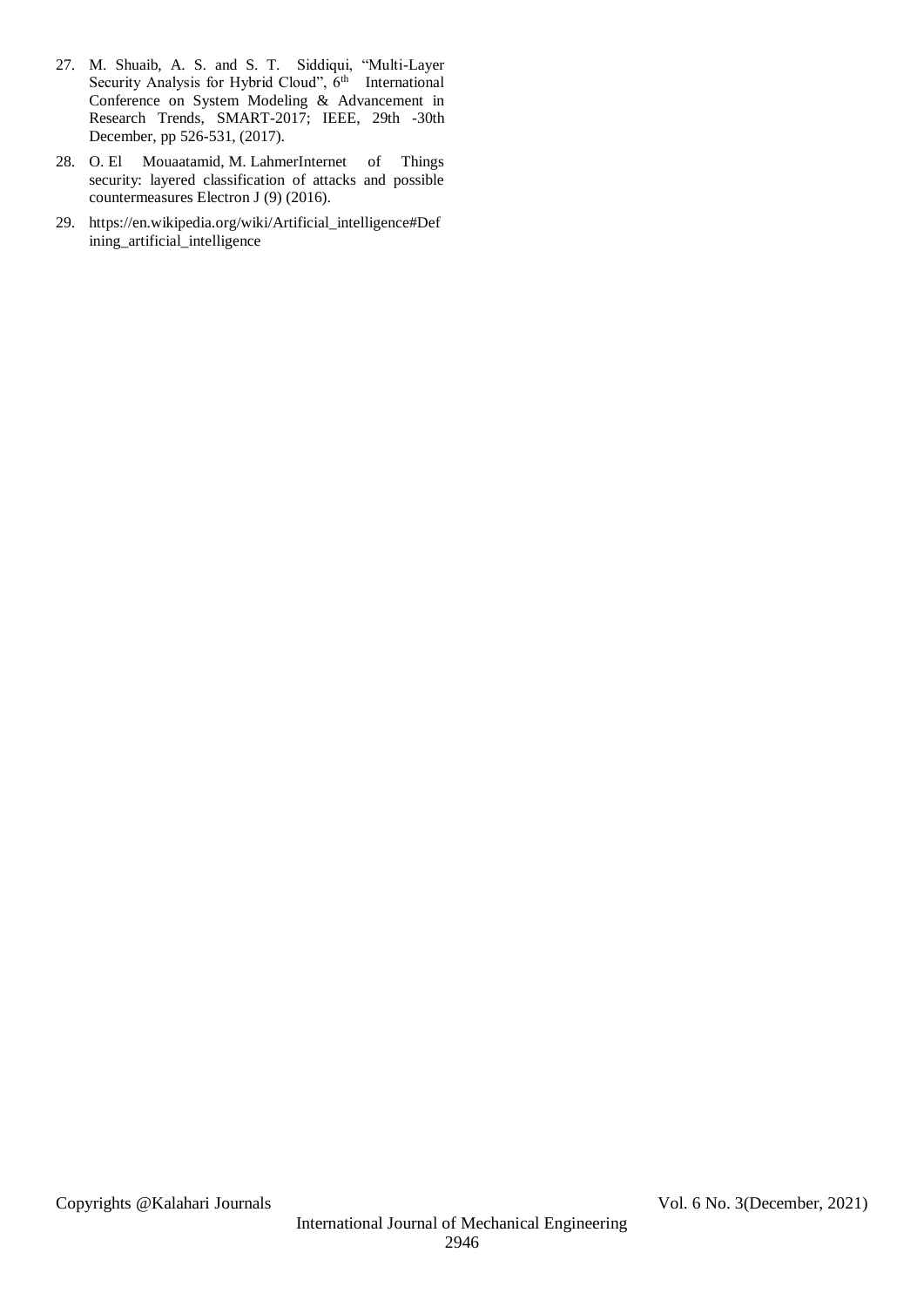27. M. Shuaib, A. S. and S. T. Siddiqui, "Multi-Layer Security Analysis for Hybrid Cloud", 6th International Conference on System Modeling & Advancement in Research Trends, SMART-2017; IEEE, 29th -30th December, pp 526-531, (2017).
28. O. El Mouaatamid, M. LahmerInternet of Things security: layered classification of attacks and possible countermeasures Electron J (9) (2016).
29. https://en.wikipedia.org/wiki/Artificial_intelligence#Defining_artificial_intelligence